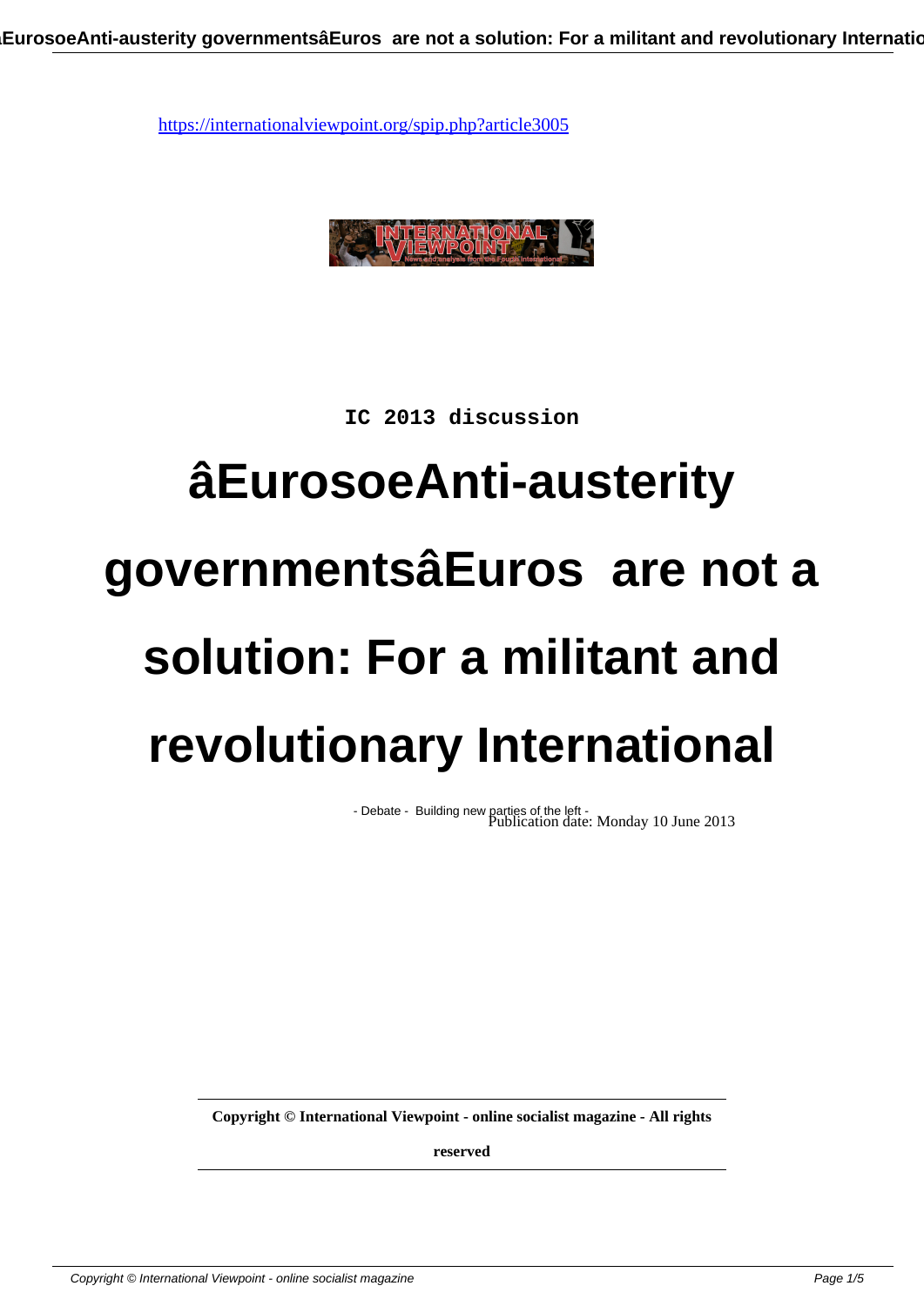https://internationalviewpoint.org/spip.php?article3005

IC 2013 discussion

# âEurosoeAnti-austerity governmentsâEuros  are not a solution: For a militant and revolutionary International

- Debate - Building new parties of the left -

Publication date: Monday 10 June 2013

**Copyright © International Viewpoint - online socialist magazine - All rights reserved**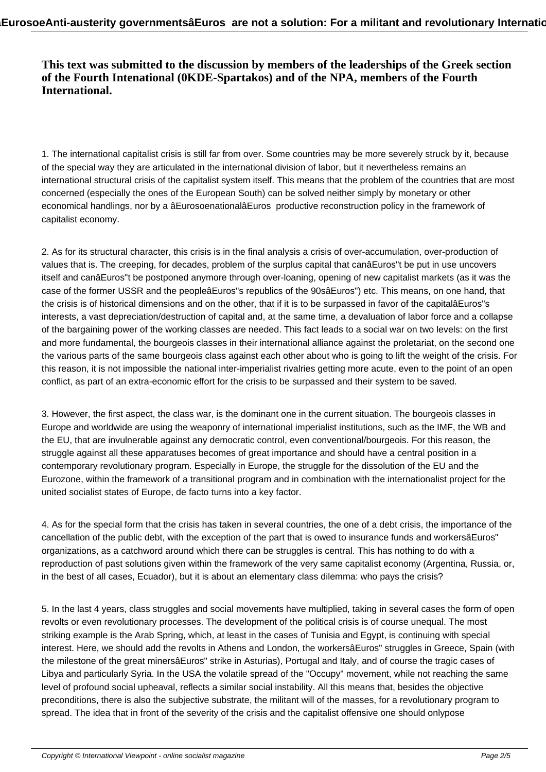**This text was submitted to the discussion by members of the leaderships of the Greek section of the Fourth Intenational (0KDE-Spartakos) and of the NPA, members of the Fourth International.**

1. The international capitalist crisis is still far from over. Some countries may be more severely struck by it, because of the special way they are articulated in the international division of labor, but it nevertheless remains an international structural crisis of the capitalist system itself. This means that the problem of the countries that are most concerned (especially the ones of the European South) can be solved neither simply by monetary or other economical handlings, nor by a âEurosoenationalâEuros  productive reconstruction policy in the framework of capitalist economy.

2. As for its structural character, this crisis is in the final analysis a crisis of over-accumulation, over-production of values that is. The creeping, for decades, problem of the surplus capital that canâEuros"t be put in use uncovers itself and canâEuros"t be postponed anymore through over-loaning, opening of new capitalist markets (as it was the case of the former USSR and the peopleâEuros"s republics of the 90sâEuros") etc. This means, on one hand, that the crisis is of historical dimensions and on the other, that if it is to be surpassed in favor of the capitalâEuros"s interests, a vast depreciation/destruction of capital and, at the same time, a devaluation of labor force and a collapse of the bargaining power of the working classes are needed. This fact leads to a social war on two levels: on the first and more fundamental, the bourgeois classes in their international alliance against the proletariat, on the second one the various parts of the same bourgeois class against each other about who is going to lift the weight of the crisis. For this reason, it is not impossible the national inter-imperialist rivalries getting more acute, even to the point of an open conflict, as part of an extra-economic effort for the crisis to be surpassed and their system to be saved.

3. However, the first aspect, the class war, is the dominant one in the current situation. The bourgeois classes in Europe and worldwide are using the weaponry of international imperialist institutions, such as the IMF, the WB and the EU, that are invulnerable against any democratic control, even conventional/bourgeois. For this reason, the struggle against all these apparatuses becomes of great importance and should have a central position in a contemporary revolutionary program. Especially in Europe, the struggle for the dissolution of the EU and the Eurozone, within the framework of a transitional program and in combination with the internationalist project for the united socialist states of Europe, de facto turns into a key factor.

4. As for the special form that the crisis has taken in several countries, the one of a debt crisis, the importance of the cancellation of the public debt, with the exception of the part that is owed to insurance funds and workersâEuros" organizations, as a catchword around which there can be struggles is central. This has nothing to do with a reproduction of past solutions given within the framework of the very same capitalist economy (Argentina, Russia, or, in the best of all cases, Ecuador), but it is about an elementary class dilemma: who pays the crisis?

5. In the last 4 years, class struggles and social movements have multiplied, taking in several cases the form of open revolts or even revolutionary processes. The development of the political crisis is of course unequal. The most striking example is the Arab Spring, which, at least in the cases of Tunisia and Egypt, is continuing with special interest. Here, we should add the revolts in Athens and London, the workersâEuros" struggles in Greece, Spain (with the milestone of the great minersâEuros" strike in Asturias), Portugal and Italy, and of course the tragic cases of Libya and particularly Syria. In the USA the volatile spread of the "Occupy" movement, while not reaching the same level of profound social upheaval, reflects a similar social instability. All this means that, besides the objective preconditions, there is also the subjective substrate, the militant will of the masses, for a revolutionary program to spread. The idea that in front of the severity of the crisis and the capitalist offensive one should onlypose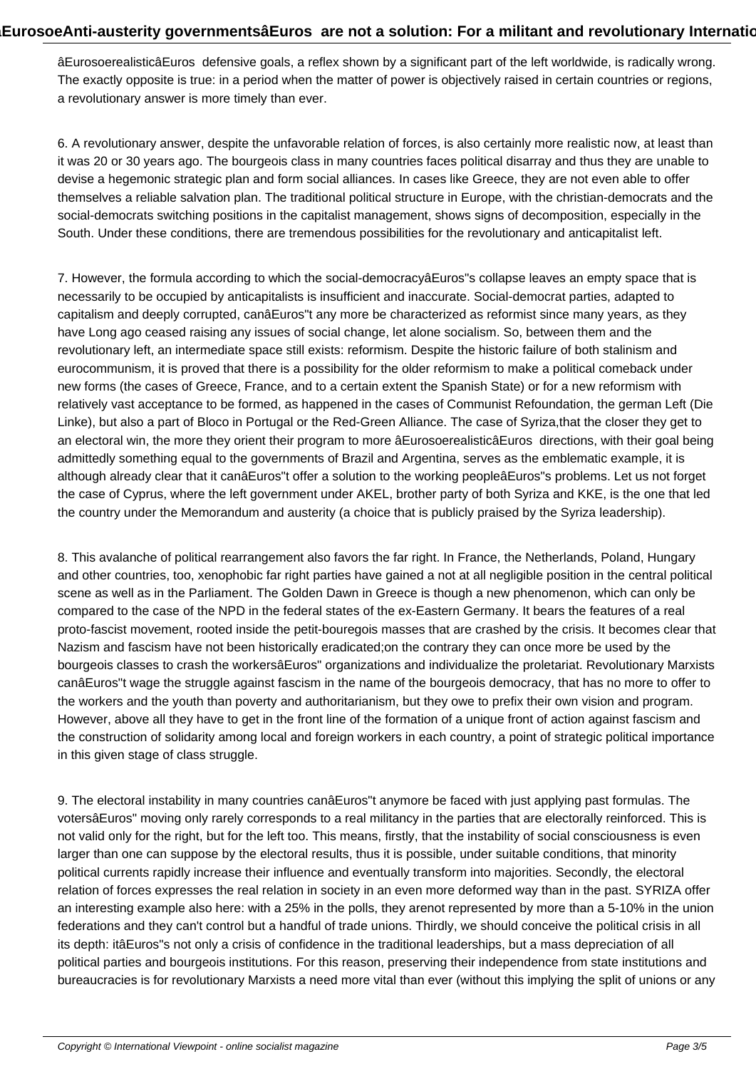âEurosoerealisticâEuros  defensive goals, a reflex shown by a significant part of the left worldwide, is radically wrong. The exactly opposite is true: in a period when the matter of power is objectively raised in certain countries or regions, a revolutionary answer is more timely than ever.

6. A revolutionary answer, despite the unfavorable relation of forces, is also certainly more realistic now, at least than it was 20 or 30 years ago. The bourgeois class in many countries faces political disarray and thus they are unable to devise a hegemonic strategic plan and form social alliances. In cases like Greece, they are not even able to offer themselves a reliable salvation plan. The traditional political structure in Europe, with the christian-democrats and the social-democrats switching positions in the capitalist management, shows signs of decomposition, especially in the South. Under these conditions, there are tremendous possibilities for the revolutionary and anticapitalist left.

7. However, the formula according to which the social-democracyâEuros"s collapse leaves an empty space that is necessarily to be occupied by anticapitalists is insufficient and inaccurate. Social-democrat parties, adapted to capitalism and deeply corrupted, canâEuros"t any more be characterized as reformist since many years, as they have Long ago ceased raising any issues of social change, let alone socialism. So, between them and the revolutionary left, an intermediate space still exists: reformism. Despite the historic failure of both stalinism and eurocommunism, it is proved that there is a possibility for the older reformism to make a political comeback under new forms (the cases of Greece, France, and to a certain extent the Spanish State) or for a new reformism with relatively vast acceptance to be formed, as happened in the cases of Communist Refoundation, the german Left (Die Linke), but also a part of Bloco in Portugal or the Red-Green Alliance. The case of Syriza,that the closer they get to an electoral win, the more they orient their program to more âEurosoerealisticâEuros  directions, with their goal being admittedly something equal to the governments of Brazil and Argentina, serves as the emblematic example, it is although already clear that it canâEuros"t offer a solution to the working peopleâEuros"s problems. Let us not forget the case of Cyprus, where the left government under AKEL, brother party of both Syriza and KKE, is the one that led the country under the Memorandum and austerity (a choice that is publicly praised by the Syriza leadership).

8. This avalanche of political rearrangement also favors the far right. In France, the Netherlands, Poland, Hungary and other countries, too, xenophobic far right parties have gained a not at all negligible position in the central political scene as well as in the Parliament. The Golden Dawn in Greece is though a new phenomenon, which can only be compared to the case of the NPD in the federal states of the ex-Eastern Germany. It bears the features of a real proto-fascist movement, rooted inside the petit-bouregois masses that are crashed by the crisis. It becomes clear that Nazism and fascism have not been historically eradicated;on the contrary they can once more be used by the bourgeois classes to crash the workersâEuros" organizations and individualize the proletariat. Revolutionary Marxists canâEuros"t wage the struggle against fascism in the name of the bourgeois democracy, that has no more to offer to the workers and the youth than poverty and authoritarianism, but they owe to prefix their own vision and program. However, above all they have to get in the front line of the formation of a unique front of action against fascism and the construction of solidarity among local and foreign workers in each country, a point of strategic political importance in this given stage of class struggle.

9. The electoral instability in many countries canâEuros"t anymore be faced with just applying past formulas. The votersâEuros" moving only rarely corresponds to a real militancy in the parties that are electorally reinforced. This is not valid only for the right, but for the left too. This means, firstly, that the instability of social consciousness is even larger than one can suppose by the electoral results, thus it is possible, under suitable conditions, that minority political currents rapidly increase their influence and eventually transform into majorities. Secondly, the electoral relation of forces expresses the real relation in society in an even more deformed way than in the past. SYRIZA offer an interesting example also here: with a 25% in the polls, they arenot represented by more than a 5-10% in the union federations and they can't control but a handful of trade unions. Thirdly, we should conceive the political crisis in all its depth: itâEuros"s not only a crisis of confidence in the traditional leaderships, but a mass depreciation of all political parties and bourgeois institutions. For this reason, preserving their independence from state institutions and bureaucracies is for revolutionary Marxists a need more vital than ever (without this implying the split of unions or any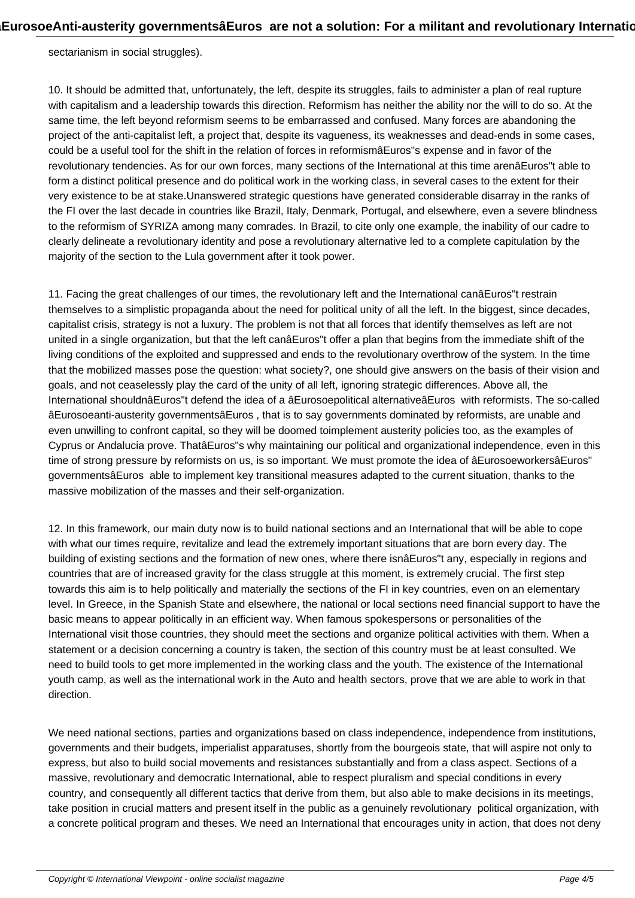sectarianism in social struggles).

10. It should be admitted that, unfortunately, the left, despite its struggles, fails to administer a plan of real rupture with capitalism and a leadership towards this direction. Reformism has neither the ability nor the will to do so. At the same time, the left beyond reformism seems to be embarrassed and confused. Many forces are abandoning the project of the anti-capitalist left, a project that, despite its vagueness, its weaknesses and dead-ends in some cases, could be a useful tool for the shift in the relation of forces in reformismâEuros"s expense and in favor of the revolutionary tendencies. As for our own forces, many sections of the International at this time arenâEuros"t able to form a distinct political presence and do political work in the working class, in several cases to the extent for their very existence to be at stake.Unanswered strategic questions have generated considerable disarray in the ranks of the FI over the last decade in countries like Brazil, Italy, Denmark, Portugal, and elsewhere, even a severe blindness to the reformism of SYRIZA among many comrades. In Brazil, to cite only one example, the inability of our cadre to clearly delineate a revolutionary identity and pose a revolutionary alternative led to a complete capitulation by the majority of the section to the Lula government after it took power.

11. Facing the great challenges of our times, the revolutionary left and the International canâEuros"t restrain themselves to a simplistic propaganda about the need for political unity of all the left. In the biggest, since decades, capitalist crisis, strategy is not a luxury. The problem is not that all forces that identify themselves as left are not united in a single organization, but that the left canâEuros"t offer a plan that begins from the immediate shift of the living conditions of the exploited and suppressed and ends to the revolutionary overthrow of the system. In the time that the mobilized masses pose the question: what society?, one should give answers on the basis of their vision and goals, and not ceaselessly play the card of the unity of all left, ignoring strategic differences. Above all, the International shouldnâEuros"t defend the idea of a âEurosoepolitical alternativeâEuros  with reformists. The so-called âEurosoeanti-austerity governmentsâEuros , that is to say governments dominated by reformists, are unable and even unwilling to confront capital, so they will be doomed toimplement austerity policies too, as the examples of Cyprus or Andalucia prove. ThatâEuros"s why maintaining our political and organizational independence, even in this time of strong pressure by reformists on us, is so important. We must promote the idea of âEurosoeworkersâEuros" governmentsâEuros  able to implement key transitional measures adapted to the current situation, thanks to the massive mobilization of the masses and their self-organization.

12. In this framework, our main duty now is to build national sections and an International that will be able to cope with what our times require, revitalize and lead the extremely important situations that are born every day. The building of existing sections and the formation of new ones, where there isnâEuros"t any, especially in regions and countries that are of increased gravity for the class struggle at this moment, is extremely crucial. The first step towards this aim is to help politically and materially the sections of the FI in key countries, even on an elementary level. In Greece, in the Spanish State and elsewhere, the national or local sections need financial support to have the basic means to appear politically in an efficient way. When famous spokespersons or personalities of the International visit those countries, they should meet the sections and organize political activities with them. When a statement or a decision concerning a country is taken, the section of this country must be at least consulted. We need to build tools to get more implemented in the working class and the youth. The existence of the International youth camp, as well as the international work in the Auto and health sectors, prove that we are able to work in that direction.

We need national sections, parties and organizations based on class independence, independence from institutions, governments and their budgets, imperialist apparatuses, shortly from the bourgeois state, that will aspire not only to express, but also to build social movements and resistances substantially and from a class aspect. Sections of a massive, revolutionary and democratic International, able to respect pluralism and special conditions in every country, and consequently all different tactics that derive from them, but also able to make decisions in its meetings, take position in crucial matters and present itself in the public as a genuinely revolutionary political organization, with a concrete political program and theses. We need an International that encourages unity in action, that does not deny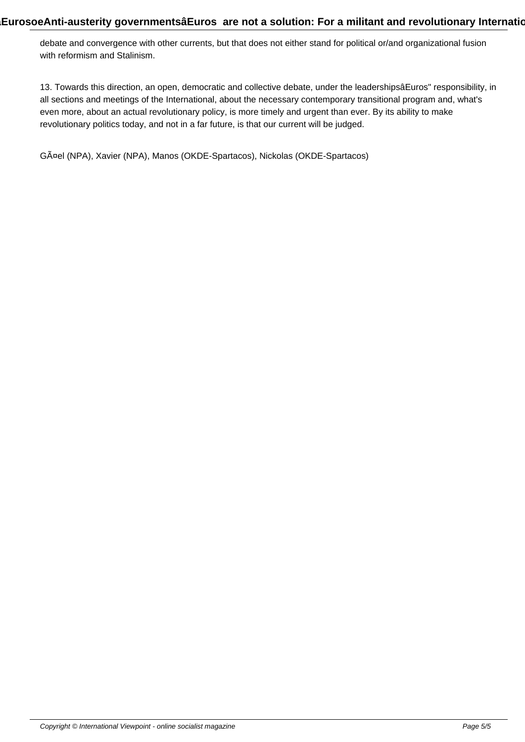debate and convergence with other currents, but that does not either stand for political or/and organizational fusion with reformism and Stalinism.

13. Towards this direction, an open, democratic and collective debate, under the leadershipsâEuros" responsibility, in all sections and meetings of the International, about the necessary contemporary transitional program and, what's even more, about an actual revolutionary policy, is more timely and urgent than ever. By its ability to make revolutionary politics today, and not in a far future, is that our current will be judged.

GÃ¤el (NPA), Xavier (NPA), Manos (OKDE-Spartacos), Nickolas (OKDE-Spartacos)